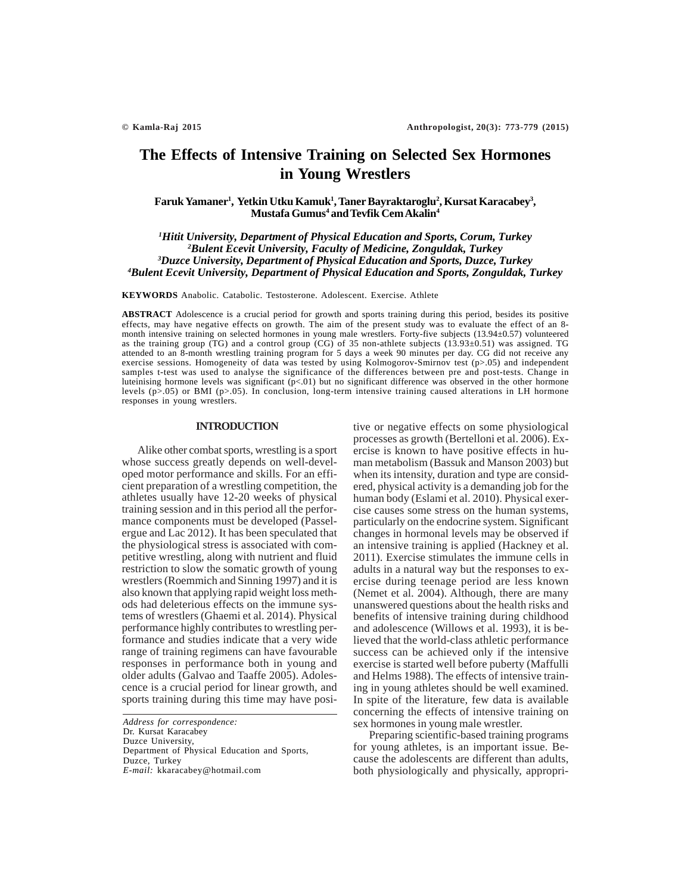# The Effects of Intensive Training on Selected Sex Hormones in Young Wrestlers

**Faruk Yamaner[1], Yetkin Utku Kamuk[1], Taner Bayraktaroglu[2], Kursat Karacabey[3], Mustafa Gumus[4] and Tevfik Cem Akalin[4]**

*[1]Hitit University, Department of Physical Education and Sports, Corum, Turkey*
*[2]Bulent Ecevit University, Faculty of Medicine, Zonguldak, Turkey*
*[3]Duzce University, Department of Physical Education and Sports, Duzce, Turkey*
*[4]Bulent Ecevit University, Department of Physical Education and Sports, Zonguldak, Turkey*

**KEYWORDS** Anabolic. Catabolic. Testosterone. Adolescent. Exercise. Athlete

**ABSTRACT** Adolescence is a crucial period for growth and sports training during this period, besides its positive effects, may have negative effects on growth. The aim of the present study was to evaluate the effect of an 8-month intensive training on selected hormones in young male wrestlers. Forty-five subjects (13.94±0.57) volunteered as the training group (TG) and a control group (CG) of 35 non-athlete subjects (13.93±0.51) was assigned. TG attended to an 8-month wrestling training program for 5 days a week 90 minutes per day. CG did not receive any exercise sessions. Homogeneity of data was tested by using Kolmogorov-Smirnov test (p>.05) and independent samples t-test was used to analyse the significance of the differences between pre and post-tests. Change in luteinising hormone levels was significant (p<.01) but no significant difference was observed in the other hormone levels (p>.05) or BMI (p>.05). In conclusion, long-term intensive training caused alterations in LH hormone responses in young wrestlers.

## INTRODUCTION

Alike other combat sports, wrestling is a sport whose success greatly depends on well-developed motor performance and skills. For an efficient preparation of a wrestling competition, the athletes usually have 12-20 weeks of physical training session and in this period all the performance components must be developed (Passelergue and Lac 2012). It has been speculated that the physiological stress is associated with competitive wrestling, along with nutrient and fluid restriction to slow the somatic growth of young wrestlers (Roemmich and Sinning 1997) and it is also known that applying rapid weight loss methods had deleterious effects on the immune systems of wrestlers (Ghaemi et al. 2014). Physical performance highly contributes to wrestling performance and studies indicate that a very wide range of training regimens can have favourable responses in performance both in young and older adults (Galvao and Taaffe 2005). Adolescence is a crucial period for linear growth, and sports training during this time may have positive or negative effects on some physiological processes as growth (Bertelloni et al. 2006). Exercise is known to have positive effects in human metabolism (Bassuk and Manson 2003) but when its intensity, duration and type are considered, physical activity is a demanding job for the human body (Eslami et al. 2010). Physical exercise causes some stress on the human systems, particularly on the endocrine system. Significant changes in hormonal levels may be observed if an intensive training is applied (Hackney et al. 2011). Exercise stimulates the immune cells in adults in a natural way but the responses to exercise during teenage period are less known (Nemet et al. 2004). Although, there are many unanswered questions about the health risks and benefits of intensive training during childhood and adolescence (Willows et al. 1993), it is believed that the world-class athletic performance success can be achieved only if the intensive exercise is started well before puberty (Maffulli and Helms 1988). The effects of intensive training in young athletes should be well examined. In spite of the literature, few data is available concerning the effects of intensive training on sex hormones in young male wrestler.

Preparing scientific-based training programs for young athletes, is an important issue. Because the adolescents are different than adults, both physiologically and physically, appropri-

*Address for correspondence:*
Dr. Kursat Karacabey
Duzce University,
Department of Physical Education and Sports,
Duzce, Turkey
*E-mail:* kkaracabey@hotmail.com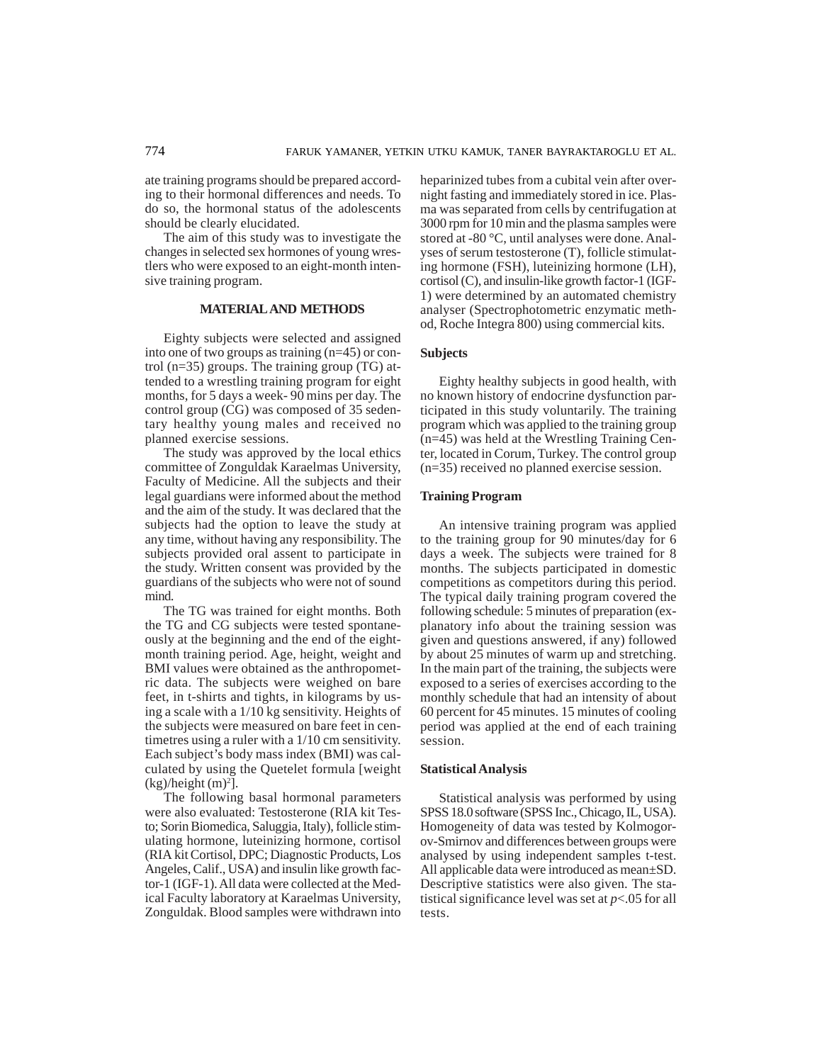ate training programs should be prepared according to their hormonal differences and needs. To do so, the hormonal status of the adolescents should be clearly elucidated.

The aim of this study was to investigate the changes in selected sex hormones of young wrestlers who were exposed to an eight-month intensive training program.

## MATERIAL AND METHODS

Eighty subjects were selected and assigned into one of two groups as training (n=45) or control (n=35) groups. The training group (TG) attended to a wrestling training program for eight months, for 5 days a week- 90 mins per day. The control group (CG) was composed of 35 sedentary healthy young males and received no planned exercise sessions.

The study was approved by the local ethics committee of Zonguldak Karaelmas University, Faculty of Medicine. All the subjects and their legal guardians were informed about the method and the aim of the study. It was declared that the subjects had the option to leave the study at any time, without having any responsibility. The subjects provided oral assent to participate in the study. Written consent was provided by the guardians of the subjects who were not of sound mind.

The TG was trained for eight months. Both the TG and CG subjects were tested spontaneously at the beginning and the end of the eight-month training period. Age, height, weight and BMI values were obtained as the anthropometric data. The subjects were weighed on bare feet, in t-shirts and tights, in kilograms by using a scale with a 1/10 kg sensitivity. Heights of the subjects were measured on bare feet in centimetres using a ruler with a 1/10 cm sensitivity. Each subject's body mass index (BMI) was calculated by using the Quetelet formula [weight (kg)/height $(m)^2$].

The following basal hormonal parameters were also evaluated: Testosterone (RIA kit Testo; Sorin Biomedica, Saluggia, Italy), follicle stimulating hormone, luteinizing hormone, cortisol (RIA kit Cortisol, DPC; Diagnostic Products, Los Angeles, Calif., USA) and insulin like growth factor-1 (IGF-1). All data were collected at the Medical Faculty laboratory at Karaelmas University, Zonguldak. Blood samples were withdrawn into heparinized tubes from a cubital vein after overnight fasting and immediately stored in ice. Plasma was separated from cells by centrifugation at 3000 rpm for 10 min and the plasma samples were stored at -80 °C, until analyses were done. Analyses of serum testosterone (T), follicle stimulating hormone (FSH), luteinizing hormone (LH), cortisol (C), and insulin-like growth factor-1 (IGF-1) were determined by an automated chemistry analyser (Spectrophotometric enzymatic method, Roche Integra 800) using commercial kits.

### Subjects

Eighty healthy subjects in good health, with no known history of endocrine dysfunction participated in this study voluntarily. The training program which was applied to the training group (n=45) was held at the Wrestling Training Center, located in Corum, Turkey. The control group (n=35) received no planned exercise session.

### Training Program

An intensive training program was applied to the training group for 90 minutes/day for 6 days a week. The subjects were trained for 8 months. The subjects participated in domestic competitions as competitors during this period. The typical daily training program covered the following schedule: 5 minutes of preparation (explanatory info about the training session was given and questions answered, if any) followed by about 25 minutes of warm up and stretching. In the main part of the training, the subjects were exposed to a series of exercises according to the monthly schedule that had an intensity of about 60 percent for 45 minutes. 15 minutes of cooling period was applied at the end of each training session.

### Statistical Analysis

Statistical analysis was performed by using SPSS 18.0 software (SPSS Inc., Chicago, IL, USA). Homogeneity of data was tested by Kolmogorov-Smirnov and differences between groups were analysed by using independent samples t-test. All applicable data were introduced as mean±SD. Descriptive statistics were also given. The statistical significance level was set at $p<.05$ for all tests.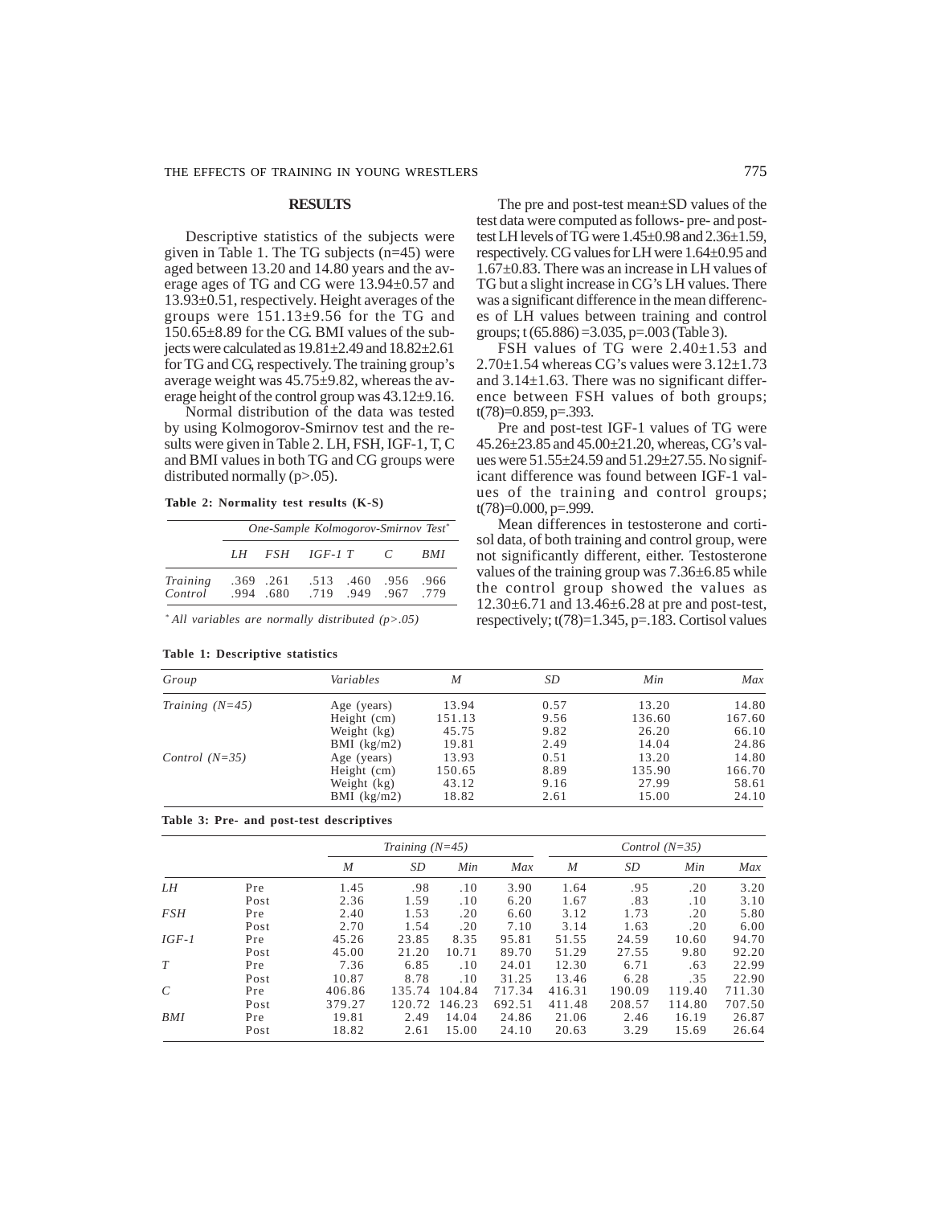## RESULTS

Descriptive statistics of the subjects were given in Table 1. The TG subjects (n=45) were aged between 13.20 and 14.80 years and the average ages of TG and CG were 13.94±0.57 and 13.93±0.51, respectively. Height averages of the groups were 151.13±9.56 for the TG and 150.65±8.89 for the CG. BMI values of the subjects were calculated as 19.81±2.49 and 18.82±2.61 for TG and CG, respectively. The training group's average weight was 45.75±9.82, whereas the average height of the control group was 43.12±9.16.

Normal distribution of the data was tested by using Kolmogorov-Smirnov test and the results were given in Table 2. LH, FSH, IGF-1, T, C and BMI values in both TG and CG groups were distributed normally (p>.05).

**Table 2: Normality test results (K-S)**

| | *One-Sample Kolmogorov-Smirnov Test** | | | | | |
|---|---|---|---|---|---|---|
| | *LH* | *FSH* | *IGF-1* | *T* | *C* | *BMI* |
| *Training* | .369 | .261 | .513 | .460 | .956 | .966 |
| *Control* | .994 | .680 | .719 | .949 | .967 | .779 |

*\* All variables are normally distributed (p>.05)*

The pre and post-test mean±SD values of the test data were computed as follows- pre- and post-test LH levels of TG were 1.45±0.98 and 2.36±1.59, respectively. CG values for LH were 1.64±0.95 and 1.67±0.83. There was an increase in LH values of TG but a slight increase in CG's LH values. There was a significant difference in the mean differences of LH values between training and control groups; t (65.886) =3.035, p=.003 (Table 3).

FSH values of TG were 2.40±1.53 and 2.70±1.54 whereas CG's values were 3.12±1.73 and 3.14±1.63. There was no significant difference between FSH values of both groups; t(78)=0.859, p=.393.

Pre and post-test IGF-1 values of TG were 45.26±23.85 and 45.00±21.20, whereas, CG's values were 51.55±24.59 and 51.29±27.55. No significant difference was found between IGF-1 values of the training and control groups; t(78)=0.000, p=.999.

Mean differences in testosterone and cortisol data, of both training and control group, were not significantly different, either. Testosterone values of the training group was 7.36±6.85 while the control group showed the values as 12.30±6.71 and 13.46±6.28 at pre and post-test, respectively; t(78)=1.345, p=.183. Cortisol values

**Table 1: Descriptive statistics**

| *Group* | *Variables* | *M* | *SD* | *Min* | *Max* |
|---|---|---|---|---|---|
| *Training (N=45)* | Age (years) | 13.94 | 0.57 | 13.20 | 14.80 |
| | Height (cm) | 151.13 | 9.56 | 136.60 | 167.60 |
| | Weight (kg) | 45.75 | 9.82 | 26.20 | 66.10 |
| | BMI (kg/m2) | 19.81 | 2.49 | 14.04 | 24.86 |
| *Control (N=35)* | Age (years) | 13.93 | 0.51 | 13.20 | 14.80 |
| | Height (cm) | 150.65 | 8.89 | 135.90 | 166.70 |
| | Weight (kg) | 43.12 | 9.16 | 27.99 | 58.61 |
| | BMI (kg/m2) | 18.82 | 2.61 | 15.00 | 24.10 |

**Table 3: Pre- and post-test descriptives**

| | | *Training (N=45)* | | | | *Control (N=35)* | | | |
|---|---|---|---|---|---|---|---|---|---|
| | | *M* | *SD* | *Min* | *Max* | *M* | *SD* | *Min* | *Max* |
| *LH* | Pre | 1.45 | .98 | .10 | 3.90 | 1.64 | .95 | .20 | 3.20 |
| | Post | 2.36 | 1.59 | .10 | 6.20 | 1.67 | .83 | .10 | 3.10 |
| *FSH* | Pre | 2.40 | 1.53 | .20 | 6.60 | 3.12 | 1.73 | .20 | 5.80 |
| | Post | 2.70 | 1.54 | .20 | 7.10 | 3.14 | 1.63 | .20 | 6.00 |
| *IGF-1* | Pre | 45.26 | 23.85 | 8.35 | 95.81 | 51.55 | 24.59 | 10.60 | 94.70 |
| | Post | 45.00 | 21.20 | 10.71 | 89.70 | 51.29 | 27.55 | 9.80 | 92.20 |
| *T* | Pre | 7.36 | 6.85 | .10 | 24.01 | 12.30 | 6.71 | .63 | 22.99 |
| | Post | 10.87 | 8.78 | .10 | 31.25 | 13.46 | 6.28 | .35 | 22.90 |
| *C* | Pre | 406.86 | 135.74 | 104.84 | 717.34 | 416.31 | 190.09 | 119.40 | 711.30 |
| | Post | 379.27 | 120.72 | 146.23 | 692.51 | 411.48 | 208.57 | 114.80 | 707.50 |
| *BMI* | Pre | 19.81 | 2.49 | 14.04 | 24.86 | 21.06 | 2.46 | 16.19 | 26.87 |
| | Post | 18.82 | 2.61 | 15.00 | 24.10 | 20.63 | 3.29 | 15.69 | 26.64 |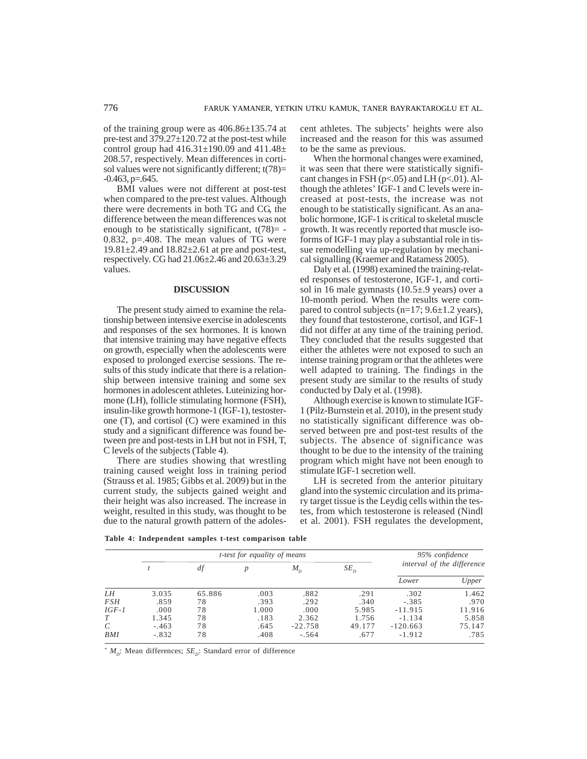of the training group were as 406.86±135.74 at pre-test and 379.27±120.72 at the post-test while control group had 416.31±190.09 and 411.48± 208.57, respectively. Mean differences in cortisol values were not significantly different; $t(78)= -0.463$, $p=.645$.

BMI values were not different at post-test when compared to the pre-test values. Although there were decrements in both TG and CG, the difference between the mean differences was not enough to be statistically significant, $t(78)= -0.832$, $p=.408$. The mean values of TG were 19.81±2.49 and 18.82±2.61 at pre and post-test, respectively. CG had 21.06±2.46 and 20.63±3.29 values.

## DISCUSSION

The present study aimed to examine the relationship between intensive exercise in adolescents and responses of the sex hormones. It is known that intensive training may have negative effects on growth, especially when the adolescents were exposed to prolonged exercise sessions. The results of this study indicate that there is a relationship between intensive training and some sex hormones in adolescent athletes. Luteinizing hormone (LH), follicle stimulating hormone (FSH), insulin-like growth hormone-1 (IGF-1), testosterone (T), and cortisol (C) were examined in this study and a significant difference was found between pre and post-tests in LH but not in FSH, T, C levels of the subjects (Table 4).

There are studies showing that wrestling training caused weight loss in training period (Strauss et al. 1985; Gibbs et al. 2009) but in the current study, the subjects gained weight and their height was also increased. The increase in weight, resulted in this study, was thought to be due to the natural growth pattern of the adolescent athletes. The subjects' heights were also increased and the reason for this was assumed to be the same as previous.

When the hormonal changes were examined, it was seen that there were statistically significant changes in FSH ($p<.05$) and LH ($p<.01$). Although the athletes' IGF-1 and C levels were increased at post-tests, the increase was not enough to be statistically significant. As an anabolic hormone, IGF-1 is critical to skeletal muscle growth. It was recently reported that muscle isoforms of IGF-1 may play a substantial role in tissue remodelling via up-regulation by mechanical signalling (Kraemer and Ratamess 2005).

Daly et al. (1998) examined the training-related responses of testosterone, IGF-1, and cortisol in 16 male gymnasts (10.5±.9 years) over a 10-month period. When the results were compared to control subjects (n=17; 9.6±1.2 years), they found that testosterone, cortisol, and IGF-1 did not differ at any time of the training period. They concluded that the results suggested that either the athletes were not exposed to such an intense training program or that the athletes were well adapted to training. The findings in the present study are similar to the results of study conducted by Daly et al. (1998).

Although exercise is known to stimulate IGF-1 (Pilz-Burnstein et al. 2010), in the present study no statistically significant difference was observed between pre and post-test results of the subjects. The absence of significance was thought to be due to the intensity of the training program which might have not been enough to stimulate IGF-1 secretion well.

LH is secreted from the anterior pituitary gland into the systemic circulation and its primary target tissue is the Leydig cells within the testes, from which testosterone is released (Nindl et al. 2001). FSH regulates the development,

**Table 4: Independent samples t-test comparison table**

| | *t-test for equality of means* | | | | | *95% confidence interval of the difference* | |
|---|---|---|---|---|---|---|---|
| | *t* | *df* | *p* | $M_D$ | $SE_D$ | *Lower* | *Upper* |
| *LH* | 3.035 | 65.886 | .003 | .882 | .291 | .302 | 1.462 |
| *FSH* | .859 | 78 | .393 | .292 | .340 | -.385 | .970 |
| *IGF-1* | .000 | 78 | 1.000 | .000 | 5.985 | -11.915 | 11.916 |
| *T* | 1.345 | 78 | .183 | 2.362 | 1.756 | -1.134 | 5.858 |
| *C* | -.463 | 78 | .645 | -22.758 | 49.177 | -120.663 | 75.147 |
| *BMI* | -.832 | 78 | .408 | -.564 | .677 | -1.912 | .785 |

* $M_D$: Mean differences; $SE_D$: Standard error of difference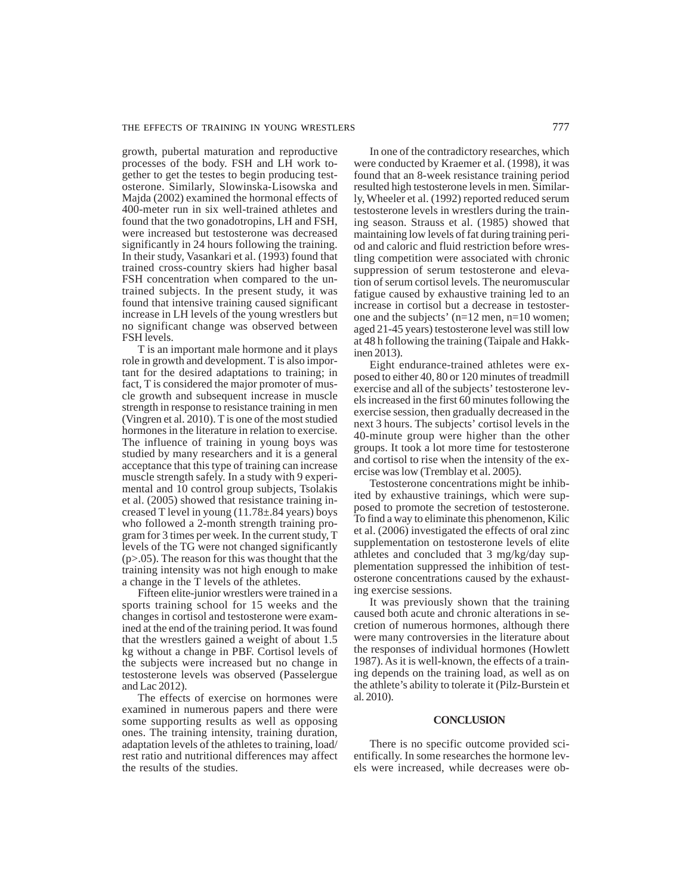growth, pubertal maturation and reproductive processes of the body. FSH and LH work together to get the testes to begin producing testosterone. Similarly, Slowinska-Lisowska and Majda (2002) examined the hormonal effects of 400-meter run in six well-trained athletes and found that the two gonadotropins, LH and FSH, were increased but testosterone was decreased significantly in 24 hours following the training. In their study, Vasankari et al. (1993) found that trained cross-country skiers had higher basal FSH concentration when compared to the untrained subjects. In the present study, it was found that intensive training caused significant increase in LH levels of the young wrestlers but no significant change was observed between FSH levels.

T is an important male hormone and it plays role in growth and development. T is also important for the desired adaptations to training; in fact, T is considered the major promoter of muscle growth and subsequent increase in muscle strength in response to resistance training in men (Vingren et al. 2010). T is one of the most studied hormones in the literature in relation to exercise. The influence of training in young boys was studied by many researchers and it is a general acceptance that this type of training can increase muscle strength safely. In a study with 9 experimental and 10 control group subjects, Tsolakis et al. (2005) showed that resistance training increased T level in young (11.78±.84 years) boys who followed a 2-month strength training program for 3 times per week. In the current study, T levels of the TG were not changed significantly ($p>.05$). The reason for this was thought that the training intensity was not high enough to make a change in the T levels of the athletes.

Fifteen elite-junior wrestlers were trained in a sports training school for 15 weeks and the changes in cortisol and testosterone were examined at the end of the training period. It was found that the wrestlers gained a weight of about 1.5 kg without a change in PBF. Cortisol levels of the subjects were increased but no change in testosterone levels was observed (Passelergue and Lac 2012).

The effects of exercise on hormones were examined in numerous papers and there were some supporting results as well as opposing ones. The training intensity, training duration, adaptation levels of the athletes to training, load/rest ratio and nutritional differences may affect the results of the studies.

In one of the contradictory researches, which were conducted by Kraemer et al. (1998), it was found that an 8-week resistance training period resulted high testosterone levels in men. Similarly, Wheeler et al. (1992) reported reduced serum testosterone levels in wrestlers during the training season. Strauss et al. (1985) showed that maintaining low levels of fat during training period and caloric and fluid restriction before wrestling competition were associated with chronic suppression of serum testosterone and elevation of serum cortisol levels. The neuromuscular fatigue caused by exhaustive training led to an increase in cortisol but a decrease in testosterone and the subjects' (n=12 men, n=10 women; aged 21-45 years) testosterone level was still low at 48 h following the training (Taipale and Hakkinen 2013).

Eight endurance-trained athletes were exposed to either 40, 80 or 120 minutes of treadmill exercise and all of the subjects' testosterone levels increased in the first 60 minutes following the exercise session, then gradually decreased in the next 3 hours. The subjects' cortisol levels in the 40-minute group were higher than the other groups. It took a lot more time for testosterone and cortisol to rise when the intensity of the exercise was low (Tremblay et al. 2005).

Testosterone concentrations might be inhibited by exhaustive trainings, which were supposed to promote the secretion of testosterone. To find a way to eliminate this phenomenon, Kilic et al. (2006) investigated the effects of oral zinc supplementation on testosterone levels of elite athletes and concluded that 3 mg/kg/day supplementation suppressed the inhibition of testosterone concentrations caused by the exhausting exercise sessions.

It was previously shown that the training caused both acute and chronic alterations in secretion of numerous hormones, although there were many controversies in the literature about the responses of individual hormones (Howlett 1987). As it is well-known, the effects of a training depends on the training load, as well as on the athlete's ability to tolerate it (Pilz-Burstein et al. 2010).

## CONCLUSION

There is no specific outcome provided scientifically. In some researches the hormone levels were increased, while decreases were ob-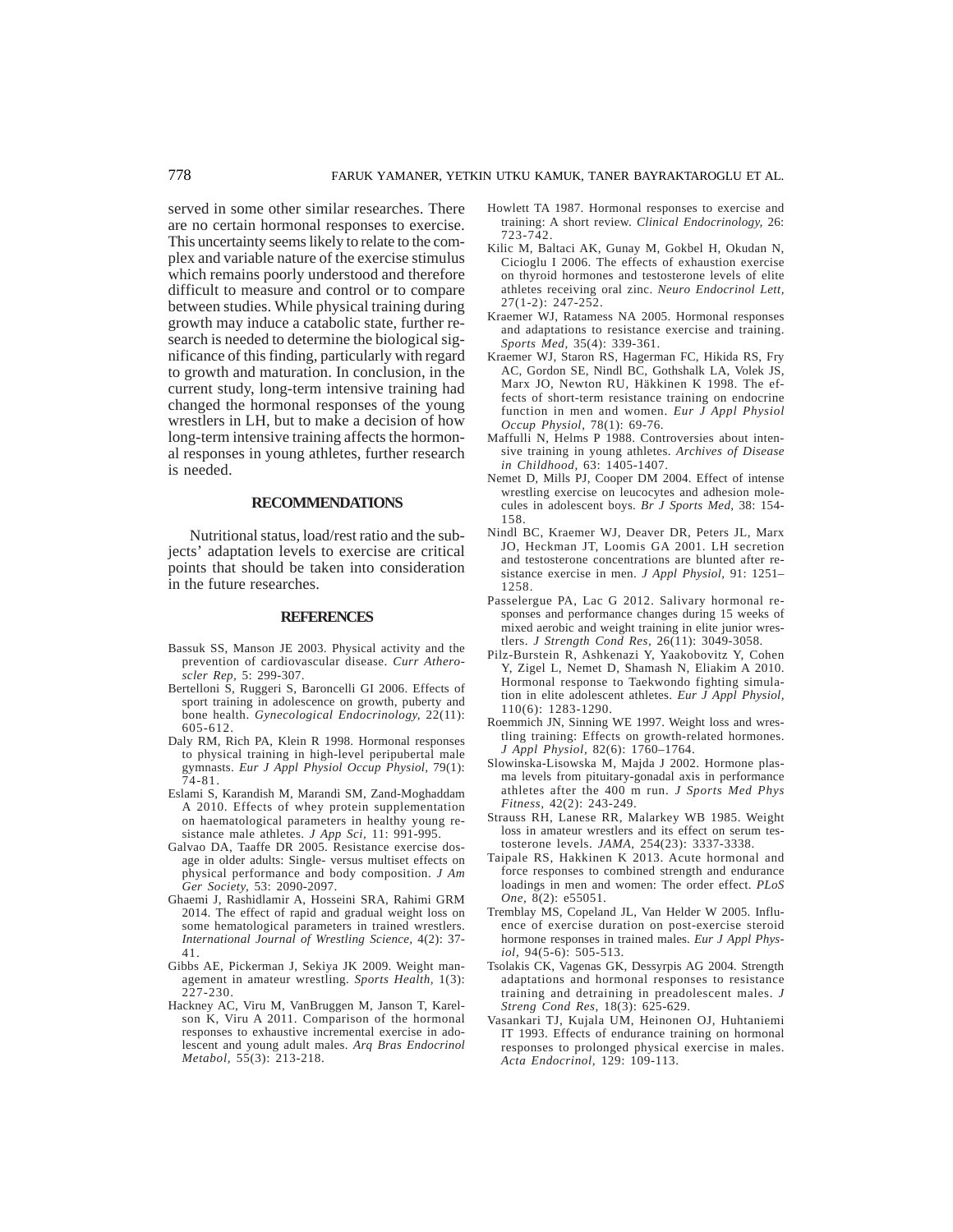served in some other similar researches. There are no certain hormonal responses to exercise. This uncertainty seems likely to relate to the complex and variable nature of the exercise stimulus which remains poorly understood and therefore difficult to measure and control or to compare between studies. While physical training during growth may induce a catabolic state, further research is needed to determine the biological significance of this finding, particularly with regard to growth and maturation. In conclusion, in the current study, long-term intensive training had changed the hormonal responses of the young wrestlers in LH, but to make a decision of how long-term intensive training affects the hormonal responses in young athletes, further research is needed.

## RECOMMENDATIONS

Nutritional status, load/rest ratio and the subjects' adaptation levels to exercise are critical points that should be taken into consideration in the future researches.

## REFERENCES

Bassuk SS, Manson JE 2003. Physical activity and the prevention of cardiovascular disease. *Curr Atheroscler Rep*, 5: 299-307.

Bertelloni S, Ruggeri S, Baroncelli GI 2006. Effects of sport training in adolescence on growth, puberty and bone health. *Gynecological Endocrinology,* 22(11): 605-612.

Daly RM, Rich PA, Klein R 1998. Hormonal responses to physical training in high-level peripubertal male gymnasts. *Eur J Appl Physiol Occup Physiol,* 79(1): 74-81.

Eslami S, Karandish M, Marandi SM, Zand-Moghaddam A 2010. Effects of whey protein supplementation on haematological parameters in healthy young resistance male athletes. *J App Sci,* 11: 991-995.

Galvao DA, Taaffe DR 2005. Resistance exercise dosage in older adults: Single- versus multiset effects on physical performance and body composition. *J Am Ger Society*, 53: 2090-2097.

Ghaemi J, Rashidlamir A, Hosseini SRA, Rahimi GRM 2014. The effect of rapid and gradual weight loss on some hematological parameters in trained wrestlers. *International Journal of Wrestling Science*, 4(2): 37-41.

Gibbs AE, Pickerman J, Sekiya JK 2009. Weight management in amateur wrestling. *Sports Health,* 1(3): 227-230.

Hackney AC, Viru M, VanBruggen M, Janson T, Karelson K, Viru A 2011. Comparison of the hormonal responses to exhaustive incremental exercise in adolescent and young adult males. *Arq Bras Endocrinol Metabol,* 55(3): 213-218.

Howlett TA 1987. Hormonal responses to exercise and training: A short review. *Clinical Endocrinology,* 26: 723-742.

Kilic M, Baltaci AK, Gunay M, Gokbel H, Okudan N, Cicioglu I 2006. The effects of exhaustion exercise on thyroid hormones and testosterone levels of elite athletes receiving oral zinc. *Neuro Endocrinol Lett,* 27(1-2): 247-252.

Kraemer WJ, Ratamess NA 2005. Hormonal responses and adaptations to resistance exercise and training. *Sports Med,* 35(4): 339-361.

Kraemer WJ, Staron RS, Hagerman FC, Hikida RS, Fry AC, Gordon SE, Nindl BC, Gothshalk LA, Volek JS, Marx JO, Newton RU, Häkkinen K 1998. The effects of short-term resistance training on endocrine function in men and women. *Eur J Appl Physiol Occup Physiol,* 78(1): 69-76.

Maffulli N, Helms P 1988. Controversies about intensive training in young athletes. *Archives of Disease in Childhood,* 63: 1405-1407.

Nemet D, Mills PJ, Cooper DM 2004. Effect of intense wrestling exercise on leucocytes and adhesion molecules in adolescent boys. *Br J Sports Med,* 38: 154-158.

Nindl BC, Kraemer WJ, Deaver DR, Peters JL, Marx JO, Heckman JT, Loomis GA 2001. LH secretion and testosterone concentrations are blunted after resistance exercise in men. *J Appl Physiol,* 91: 1251–1258.

Passelergue PA, Lac G 2012. Salivary hormonal responses and performance changes during 15 weeks of mixed aerobic and weight training in elite junior wrestlers. *J Strength Cond Res,* 26(11): 3049-3058.

Pilz-Burstein R, Ashkenazi Y, Yaakobovitz Y, Cohen Y, Zigel L, Nemet D, Shamash N, Eliakim A 2010. Hormonal response to Taekwondo fighting simulation in elite adolescent athletes. *Eur J Appl Physiol,* 110(6): 1283-1290.

Roemmich JN, Sinning WE 1997. Weight loss and wrestling training: Effects on growth-related hormones. *J Appl Physiol,* 82(6): 1760–1764.

Slowinska-Lisowska M, Majda J 2002. Hormone plasma levels from pituitary-gonadal axis in performance athletes after the 400 m run. *J Sports Med Phys Fitness,* 42(2): 243-249.

Strauss RH, Lanese RR, Malarkey WB 1985. Weight loss in amateur wrestlers and its effect on serum testosterone levels. *JAMA,* 254(23): 3337-3338.

Taipale RS, Hakkinen K 2013. Acute hormonal and force responses to combined strength and endurance loadings in men and women: The order effect. *PLoS One,* 8(2): e55051.

Tremblay MS, Copeland JL, Van Helder W 2005. Influence of exercise duration on post-exercise steroid hormone responses in trained males. *Eur J Appl Physiol,* 94(5-6): 505-513.

Tsolakis CK, Vagenas GK, Dessyrpis AG 2004. Strength adaptations and hormonal responses to resistance training and detraining in preadolescent males. *J Streng Cond Res,* 18(3): 625-629.

Vasankari TJ, Kujala UM, Heinonen OJ, Huhtaniemi IT 1993. Effects of endurance training on hormonal responses to prolonged physical exercise in males. *Acta Endocrinol,* 129: 109-113.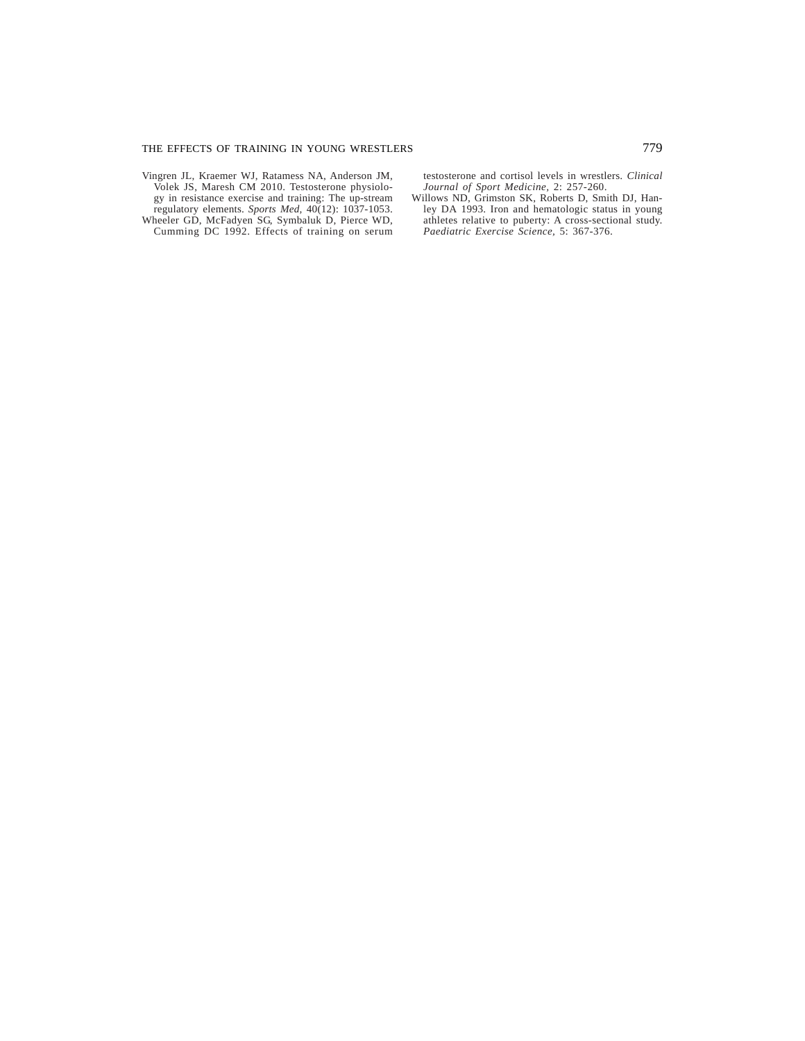Vingren JL, Kraemer WJ, Ratamess NA, Anderson JM, Volek JS, Maresh CM 2010. Testosterone physiology in resistance exercise and training: The up-stream regulatory elements. *Sports Med*, 40(12): 1037-1053.

Wheeler GD, McFadyen SG, Symbaluk D, Pierce WD, Cumming DC 1992. Effects of training on serum testosterone and cortisol levels in wrestlers. *Clinical Journal of Sport Medicine*, 2: 257-260.

Willows ND, Grimston SK, Roberts D, Smith DJ, Hanley DA 1993. Iron and hematologic status in young athletes relative to puberty: A cross-sectional study. *Paediatric Exercise Science*, 5: 367-376.